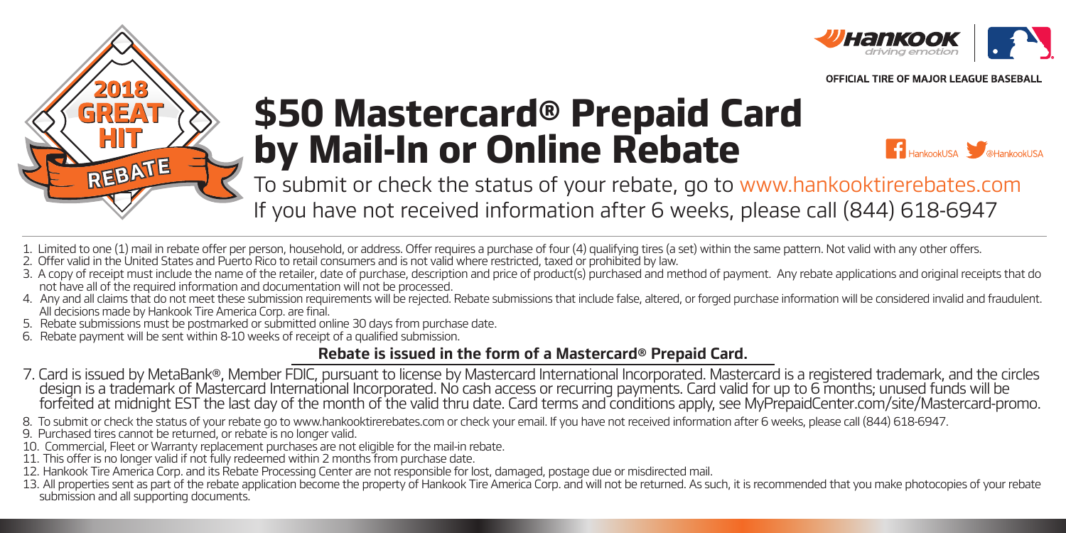2018 GREAT HIT REBATE

OFFICIAL TIRE OF MAJOR LEAGUE BASEBALL

# $50 Mastercard® Prepaid Card by Mail-In or Online Rebate

HankookUSA @HankookUSA

To submit or check the status of your rebate, go to www.hankooktirerebates.com
If you have not received information after 6 weeks, please call (844) 618-6947

1. Limited to one (1) mail in rebate offer per person, household, or address. Offer requires a purchase of four (4) qualifying tires (a set) within the same pattern. Not valid with any other offers.
2. Offer valid in the United States and Puerto Rico to retail consumers and is not valid where restricted, taxed or prohibited by law.
3. A copy of receipt must include the name of the retailer, date of purchase, description and price of product(s) purchased and method of payment. Any rebate applications and original receipts that do not have all of the required information and documentation will not be processed.
4. Any and all claims that do not meet these submission requirements will be rejected. Rebate submissions that include false, altered, or forged purchase information will be considered invalid and fraudulent. All decisions made by Hankook Tire America Corp. are final.
5. Rebate submissions must be postmarked or submitted online 30 days from purchase date.
6. Rebate payment will be sent within 8-10 weeks of receipt of a qualified submission.

**Rebate is issued in the form of a Mastercard® Prepaid Card.**

7. Card is issued by MetaBank®, Member FDIC, pursuant to license by Mastercard International Incorporated. Mastercard is a registered trademark, and the circles design is a trademark of Mastercard International Incorporated. No cash access or recurring payments. Card valid for up to 6 months; unused funds will be forfeited at midnight EST the last day of the month of the valid thru date. Card terms and conditions apply, see MyPrepaidCenter.com/site/Mastercard-promo.
8. To submit or check the status of your rebate go to www.hankooktirerebates.com or check your email. If you have not received information after 6 weeks, please call (844) 618-6947.
9. Purchased tires cannot be returned, or rebate is no longer valid.
10. Commercial, Fleet or Warranty replacement purchases are not eligible for the mail-in rebate.
11. This offer is no longer valid if not fully redeemed within 2 months from purchase date.
12. Hankook Tire America Corp. and its Rebate Processing Center are not responsible for lost, damaged, postage due or misdirected mail.
13. All properties sent as part of the rebate application become the property of Hankook Tire America Corp. and will not be returned. As such, it is recommended that you make photocopies of your rebate submission and all supporting documents.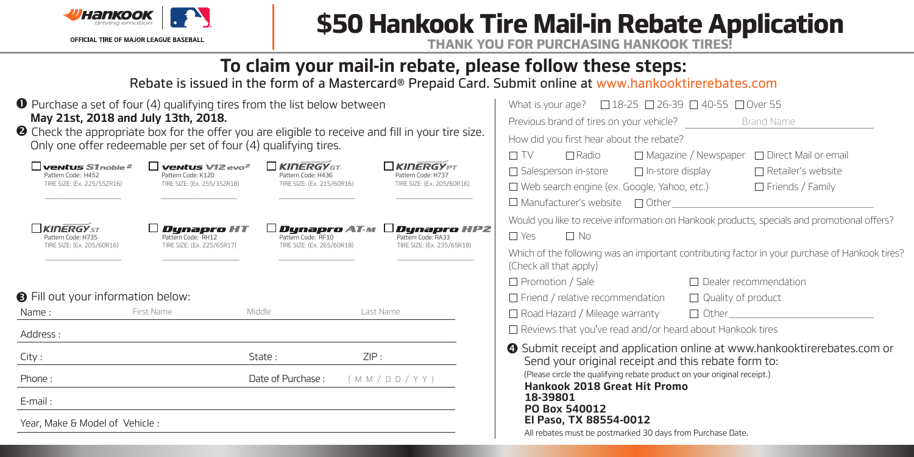HANKOOK driving emotion

OFFICIAL TIRE OF MAJOR LEAGUE BASEBALL

# $50 Hankook Tire Mail-in Rebate Application

**THANK YOU FOR PURCHASING HANKOOK TIRES!**

## To claim your mail-in rebate, please follow these steps:

Rebate is issued in the form of a Mastercard® Prepaid Card. Submit online at www.hankooktirerebates.com

1. Purchase a set of four (4) qualifying tires from the list below between **May 21st, 2018 and July 13th, 2018.**
2. Check the appropriate box for the offer you are eligible to receive and fill in your tire size. Only one offer redeemable per set of four (4) qualifying tires.

| | | | |
|---|---|---|---|
| ☐ **ventus S1 noble²** Pattern Code: H452 TIRE SIZE: (Ex. 225/55ZR16) ______ | ☐ **ventus V12 evo²** Pattern Code: K120 TIRE SIZE: (Ex. 255/35ZR18) ______ | ☐ **KINERGY GT** Pattern Code: H436 TIRE SIZE: (Ex. 215/60R16) ______ | ☐ **KINERGY PT** Pattern Code: H737 TIRE SIZE: (Ex. 205/60R16) ______ |
| ☐ **KINERGY ST** Pattern Code: H735 TIRE SIZE: (Ex. 205/60R16) ______ | ☐ **Dynapro HT** Pattern Code: RH12 TIRE SIZE: (Ex. 225/65R17) ______ | ☐ **Dynapro AT-M** Pattern Code: RF10 TIRE SIZE: (Ex. 265/60R18) ______ | ☐ **Dynapro HP2** Pattern Code: RA33 TIRE SIZE: (Ex. 235/65R18) ______ |

3. Fill out your information below:

Name : ______ First Name ______ Middle ______ Last Name

Address : ______

City : ______ State : ______ ZIP : ______

Phone : ______ Date of Purchase : ( M M / D D / Y Y )

E-mail : ______

Year, Make & Model of Vehicle : ______

What is your age? ☐ 18-25 ☐ 26-39 ☐ 40-55 ☐ Over 55

Previous brand of tires on your vehicle? ______ Brand Name

How did you first hear about the rebate?

☐ TV ☐ Radio ☐ Magazine / Newspaper ☐ Direct Mail or email
☐ Salesperson in-store ☐ In-store display ☐ Retailer's website
☐ Web search engine (ex. Google, Yahoo, etc.) ☐ Friends / Family
☐ Manufacturer's website ☐ Other ______

Would you like to receive information on Hankook products, specials and promotional offers?

☐ Yes ☐ No

Which of the following was an important contributing factor in your purchase of Hankook tires? (Check all that apply)

☐ Promotion / Sale ☐ Dealer recommendation
☐ Friend / relative recommendation ☐ Quality of product
☐ Road Hazard / Mileage warranty ☐ Other ______
☐ Reviews that you've read and/or heard about Hankook tires

4. Submit receipt and application online at www.hankooktirerebates.com or Send your original receipt and this rebate form to:

(Please circle the qualifying rebate product on your original receipt.)

**Hankook 2018 Great Hit Promo**
**18-39801**
**PO Box 540012**
**El Paso, TX 88554-0012**

All rebates must be postmarked 30 days from Purchase Date.